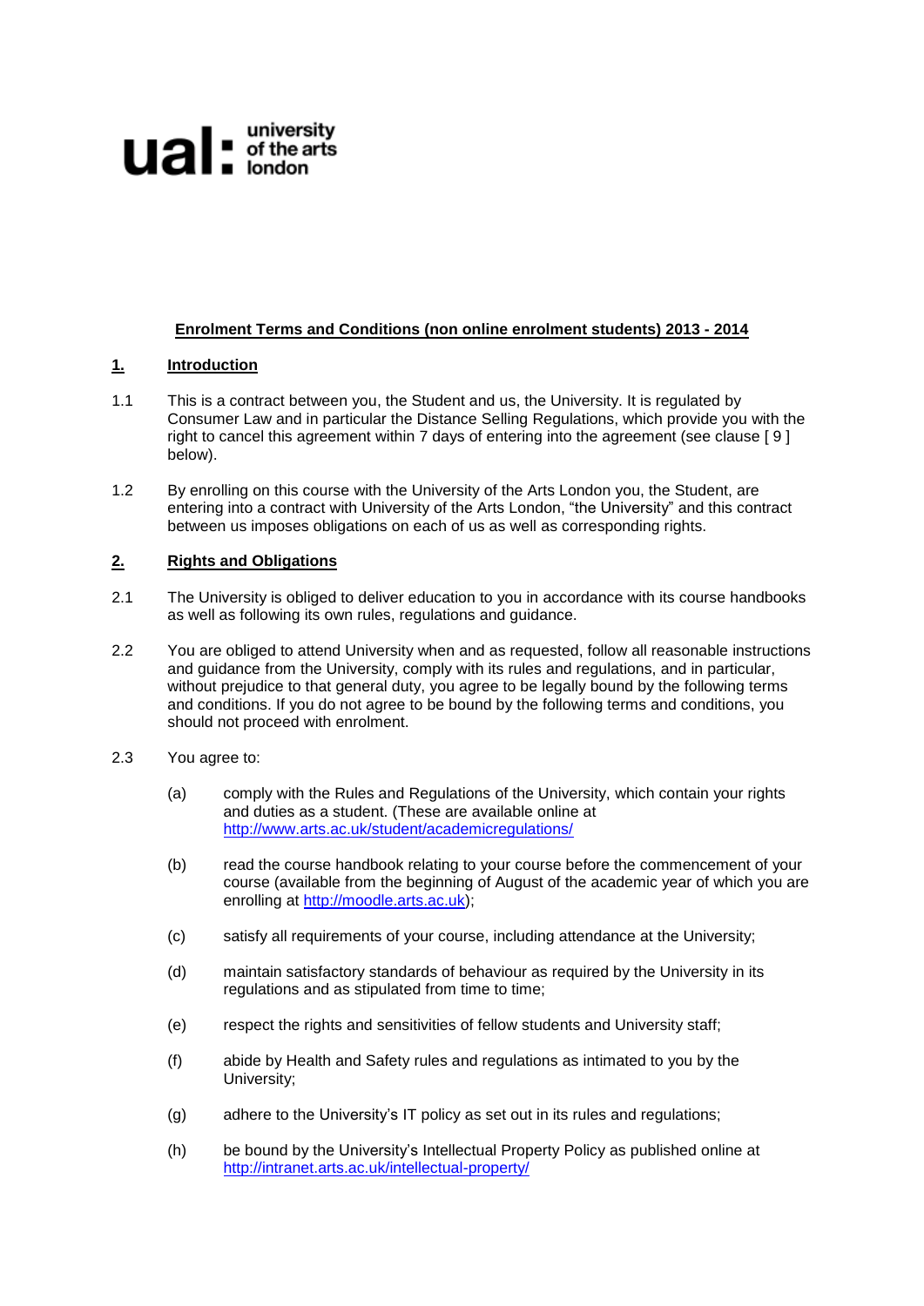ual: university of the arts london

**Enrolment Terms and Conditions (non online enrolment students) 2013 - 2014**

## 1. Introduction

1.1 This is a contract between you, the Student and us, the University. It is regulated by Consumer Law and in particular the Distance Selling Regulations, which provide you with the right to cancel this agreement within 7 days of entering into the agreement (see clause [ 9 ] below).

1.2 By enrolling on this course with the University of the Arts London you, the Student, are entering into a contract with University of the Arts London, "the University" and this contract between us imposes obligations on each of us as well as corresponding rights.

## 2. Rights and Obligations

2.1 The University is obliged to deliver education to you in accordance with its course handbooks as well as following its own rules, regulations and guidance.

2.2 You are obliged to attend University when and as requested, follow all reasonable instructions and guidance from the University, comply with its rules and regulations, and in particular, without prejudice to that general duty, you agree to be legally bound by the following terms and conditions. If you do not agree to be bound by the following terms and conditions, you should not proceed with enrolment.

2.3 You agree to:

(a) comply with the Rules and Regulations of the University, which contain your rights and duties as a student. (These are available online at http://www.arts.ac.uk/student/academicregulations/

(b) read the course handbook relating to your course before the commencement of your course (available from the beginning of August of the academic year of which you are enrolling at http://moodle.arts.ac.uk);

(c) satisfy all requirements of your course, including attendance at the University;

(d) maintain satisfactory standards of behaviour as required by the University in its regulations and as stipulated from time to time;

(e) respect the rights and sensitivities of fellow students and University staff;

(f) abide by Health and Safety rules and regulations as intimated to you by the University;

(g) adhere to the University's IT policy as set out in its rules and regulations;

(h) be bound by the University's Intellectual Property Policy as published online at http://intranet.arts.ac.uk/intellectual-property/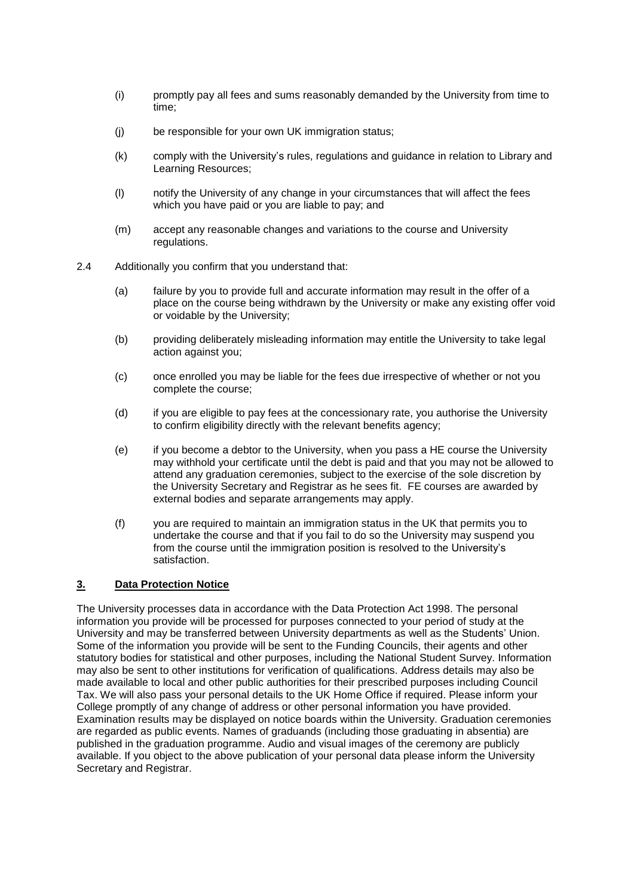(i) promptly pay all fees and sums reasonably demanded by the University from time to time;

(j) be responsible for your own UK immigration status;

(k) comply with the University's rules, regulations and guidance in relation to Library and Learning Resources;

(l) notify the University of any change in your circumstances that will affect the fees which you have paid or you are liable to pay; and

(m) accept any reasonable changes and variations to the course and University regulations.

2.4 Additionally you confirm that you understand that:

(a) failure by you to provide full and accurate information may result in the offer of a place on the course being withdrawn by the University or make any existing offer void or voidable by the University;

(b) providing deliberately misleading information may entitle the University to take legal action against you;

(c) once enrolled you may be liable for the fees due irrespective of whether or not you complete the course;

(d) if you are eligible to pay fees at the concessionary rate, you authorise the University to confirm eligibility directly with the relevant benefits agency;

(e) if you become a debtor to the University, when you pass a HE course the University may withhold your certificate until the debt is paid and that you may not be allowed to attend any graduation ceremonies, subject to the exercise of the sole discretion by the University Secretary and Registrar as he sees fit. FE courses are awarded by external bodies and separate arrangements may apply.

(f) you are required to maintain an immigration status in the UK that permits you to undertake the course and that if you fail to do so the University may suspend you from the course until the immigration position is resolved to the University's satisfaction.

## 3. Data Protection Notice

The University processes data in accordance with the Data Protection Act 1998. The personal information you provide will be processed for purposes connected to your period of study at the University and may be transferred between University departments as well as the Students' Union. Some of the information you provide will be sent to the Funding Councils, their agents and other statutory bodies for statistical and other purposes, including the National Student Survey. Information may also be sent to other institutions for verification of qualifications. Address details may also be made available to local and other public authorities for their prescribed purposes including Council Tax. We will also pass your personal details to the UK Home Office if required. Please inform your College promptly of any change of address or other personal information you have provided. Examination results may be displayed on notice boards within the University. Graduation ceremonies are regarded as public events. Names of graduands (including those graduating in absentia) are published in the graduation programme. Audio and visual images of the ceremony are publicly available. If you object to the above publication of your personal data please inform the University Secretary and Registrar.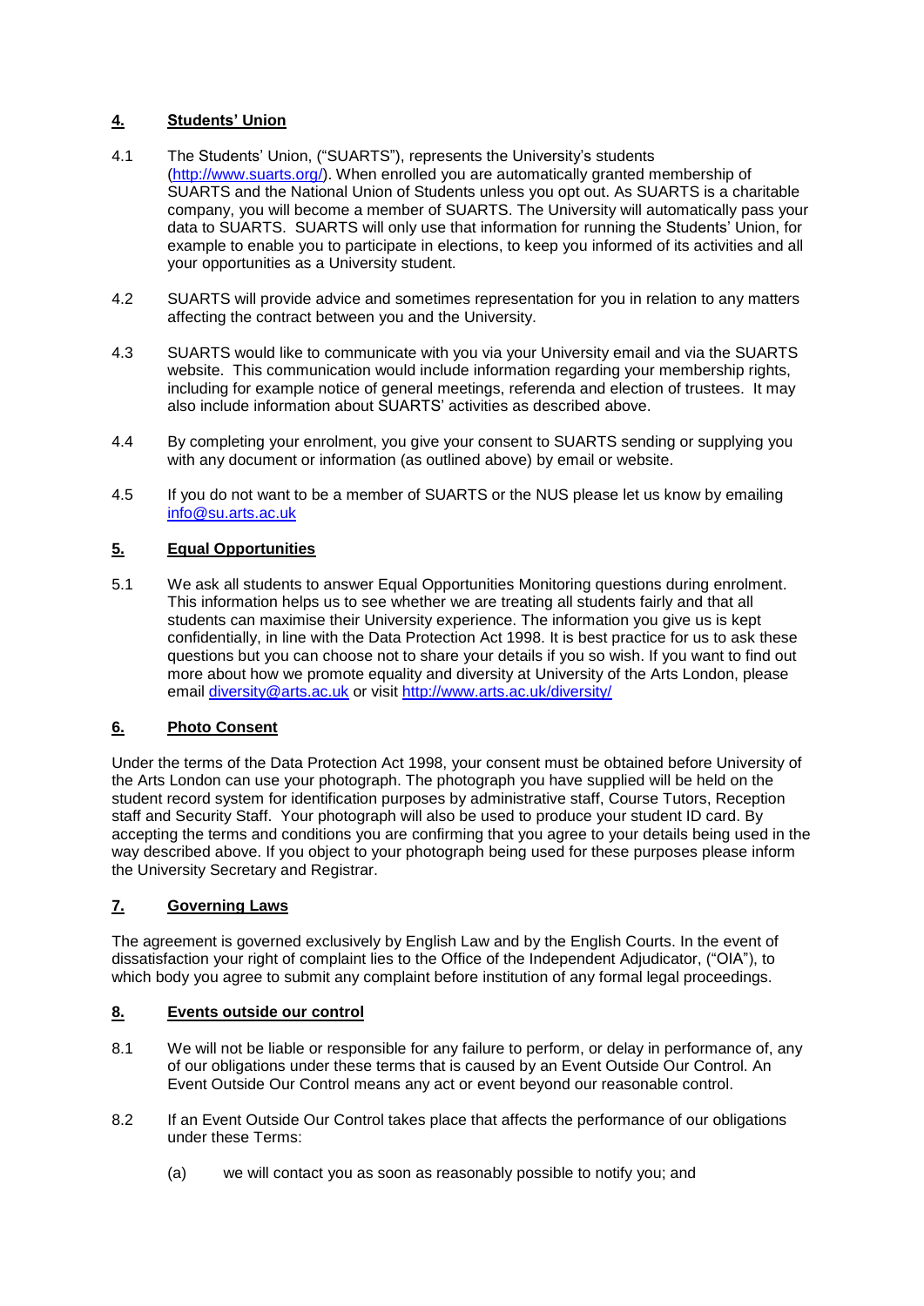## 4. Students' Union

4.1 The Students' Union, ("SUARTS"), represents the University's students (http://www.suarts.org/). When enrolled you are automatically granted membership of SUARTS and the National Union of Students unless you opt out. As SUARTS is a charitable company, you will become a member of SUARTS. The University will automatically pass your data to SUARTS. SUARTS will only use that information for running the Students' Union, for example to enable you to participate in elections, to keep you informed of its activities and all your opportunities as a University student.

4.2 SUARTS will provide advice and sometimes representation for you in relation to any matters affecting the contract between you and the University.

4.3 SUARTS would like to communicate with you via your University email and via the SUARTS website. This communication would include information regarding your membership rights, including for example notice of general meetings, referenda and election of trustees. It may also include information about SUARTS' activities as described above.

4.4 By completing your enrolment, you give your consent to SUARTS sending or supplying you with any document or information (as outlined above) by email or website.

4.5 If you do not want to be a member of SUARTS or the NUS please let us know by emailing info@su.arts.ac.uk

## 5. Equal Opportunities

5.1 We ask all students to answer Equal Opportunities Monitoring questions during enrolment. This information helps us to see whether we are treating all students fairly and that all students can maximise their University experience. The information you give us is kept confidentially, in line with the Data Protection Act 1998. It is best practice for us to ask these questions but you can choose not to share your details if you so wish. If you want to find out more about how we promote equality and diversity at University of the Arts London, please email diversity@arts.ac.uk or visit http://www.arts.ac.uk/diversity/

## 6. Photo Consent

Under the terms of the Data Protection Act 1998, your consent must be obtained before University of the Arts London can use your photograph. The photograph you have supplied will be held on the student record system for identification purposes by administrative staff, Course Tutors, Reception staff and Security Staff. Your photograph will also be used to produce your student ID card. By accepting the terms and conditions you are confirming that you agree to your details being used in the way described above. If you object to your photograph being used for these purposes please inform the University Secretary and Registrar.

## 7. Governing Laws

The agreement is governed exclusively by English Law and by the English Courts. In the event of dissatisfaction your right of complaint lies to the Office of the Independent Adjudicator, ("OIA"), to which body you agree to submit any complaint before institution of any formal legal proceedings.

## 8. Events outside our control

8.1 We will not be liable or responsible for any failure to perform, or delay in performance of, any of our obligations under these terms that is caused by an Event Outside Our Control. An Event Outside Our Control means any act or event beyond our reasonable control.

8.2 If an Event Outside Our Control takes place that affects the performance of our obligations under these Terms:

(a) we will contact you as soon as reasonably possible to notify you; and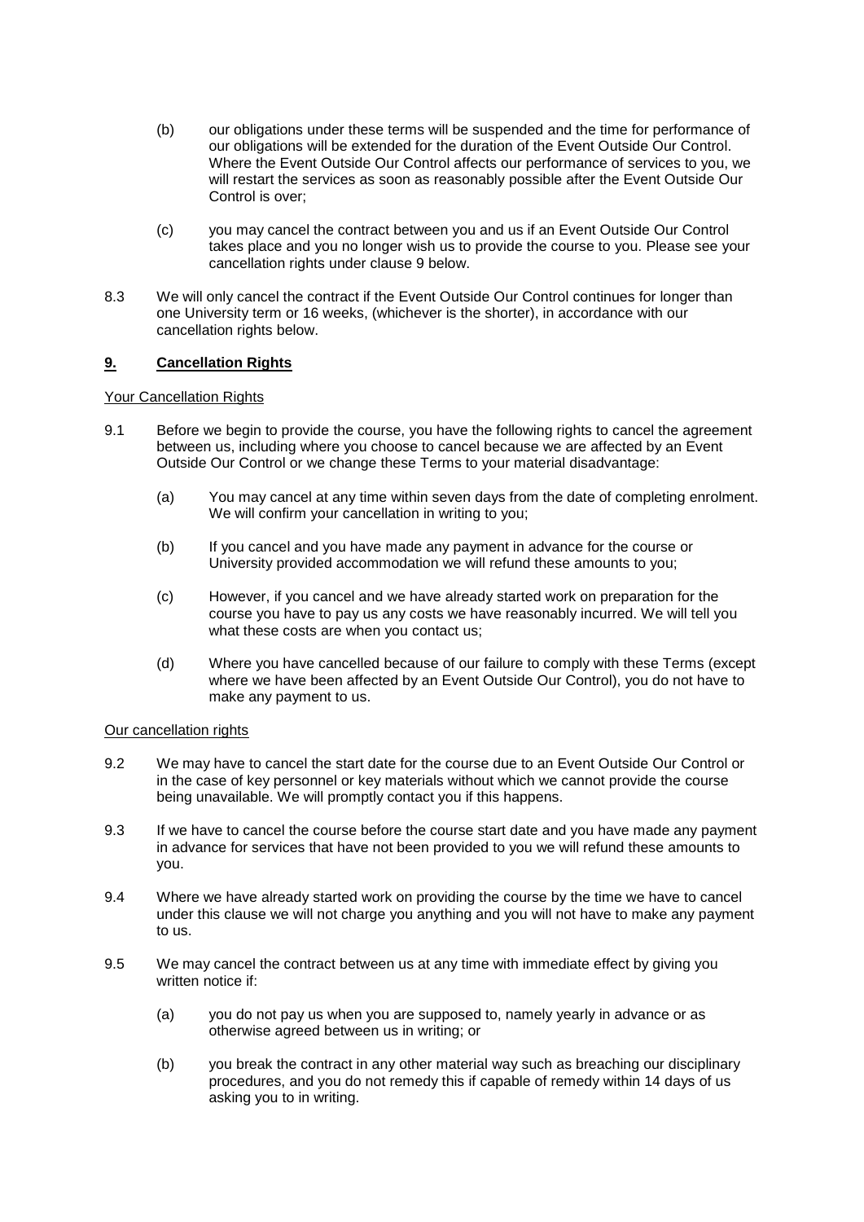(b) our obligations under these terms will be suspended and the time for performance of our obligations will be extended for the duration of the Event Outside Our Control. Where the Event Outside Our Control affects our performance of services to you, we will restart the services as soon as reasonably possible after the Event Outside Our Control is over;

(c) you may cancel the contract between you and us if an Event Outside Our Control takes place and you no longer wish us to provide the course to you. Please see your cancellation rights under clause 9 below.

8.3 We will only cancel the contract if the Event Outside Our Control continues for longer than one University term or 16 weeks, (whichever is the shorter), in accordance with our cancellation rights below.

## 9. Cancellation Rights

Your Cancellation Rights

9.1 Before we begin to provide the course, you have the following rights to cancel the agreement between us, including where you choose to cancel because we are affected by an Event Outside Our Control or we change these Terms to your material disadvantage:

(a) You may cancel at any time within seven days from the date of completing enrolment. We will confirm your cancellation in writing to you;

(b) If you cancel and you have made any payment in advance for the course or University provided accommodation we will refund these amounts to you;

(c) However, if you cancel and we have already started work on preparation for the course you have to pay us any costs we have reasonably incurred. We will tell you what these costs are when you contact us;

(d) Where you have cancelled because of our failure to comply with these Terms (except where we have been affected by an Event Outside Our Control), you do not have to make any payment to us.

Our cancellation rights

9.2 We may have to cancel the start date for the course due to an Event Outside Our Control or in the case of key personnel or key materials without which we cannot provide the course being unavailable. We will promptly contact you if this happens.

9.3 If we have to cancel the course before the course start date and you have made any payment in advance for services that have not been provided to you we will refund these amounts to you.

9.4 Where we have already started work on providing the course by the time we have to cancel under this clause we will not charge you anything and you will not have to make any payment to us.

9.5 We may cancel the contract between us at any time with immediate effect by giving you written notice if:

(a) you do not pay us when you are supposed to, namely yearly in advance or as otherwise agreed between us in writing; or

(b) you break the contract in any other material way such as breaching our disciplinary procedures, and you do not remedy this if capable of remedy within 14 days of us asking you to in writing.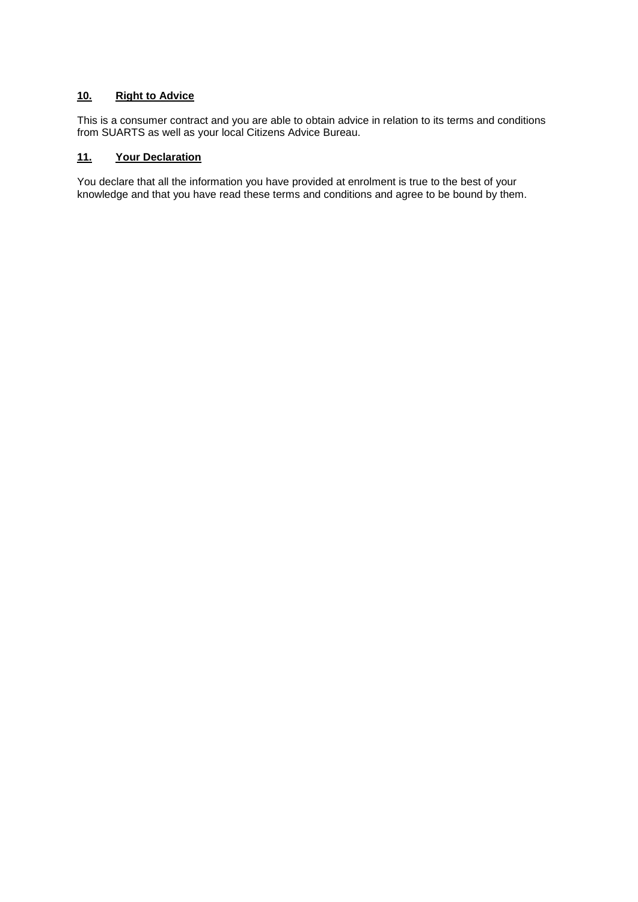## 10. Right to Advice

This is a consumer contract and you are able to obtain advice in relation to its terms and conditions from SUARTS as well as your local Citizens Advice Bureau.

## 11. Your Declaration

You declare that all the information you have provided at enrolment is true to the best of your knowledge and that you have read these terms and conditions and agree to be bound by them.